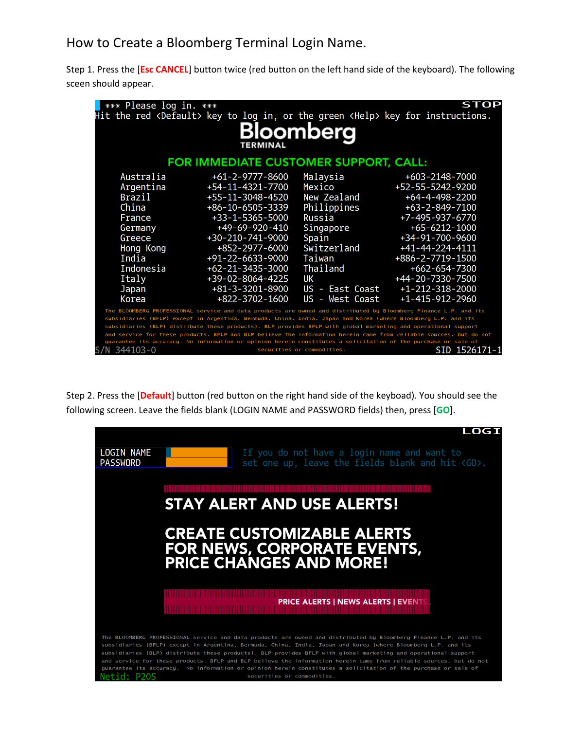# How to Create a Bloomberg Terminal Login Name.

Step 1. Press the [**Esc CANCEL**] button twice (red button on the left hand side of the keyboard). The following sceen should appear.

```
*** Please log in. ***                                                STOP
Hit the red <Default> key to log in, or the green <Help> key for instructions.
```

**Bloomberg**
**TERMINAL**

**FOR IMMEDIATE CUSTOMER SUPPORT, CALL:**

| | | | |
|---|---|---|---|
| Australia | +61-2-9777-8600 | Malaysia | +603-2148-7000 |
| Argentina | +54-11-4321-7700 | Mexico | +52-55-5242-9200 |
| Brazil | +55-11-3048-4520 | New Zealand | +64-4-498-2200 |
| China | +86-10-6505-3339 | Philippines | +63-2-849-7100 |
| France | +33-1-5365-5000 | Russia | +7-495-937-6770 |
| Germany | +49-69-920-410 | Singapore | +65-6212-1000 |
| Greece | +30-210-741-9000 | Spain | +34-91-700-9600 |
| Hong Kong | +852-2977-6000 | Switzerland | +41-44-224-4111 |
| India | +91-22-6633-9000 | Taiwan | +886-2-7719-1500 |
| Indonesia | +62-21-3435-3000 | Thailand | +662-654-7300 |
| Italy | +39-02-8064-4225 | UK | +44-20-7330-7500 |
| Japan | +81-3-3201-8900 | US - East Coast | +1-212-318-2000 |
| Korea | +822-3702-1600 | US - West Coast | +1-415-912-2960 |

The BLOOMBERG PROFESSIONAL service and data products are owned and distributed by Bloomberg Finance L.P. and its subsidiaries (BFLP) except in Argentina, Bermuda, China, India, Japan and Korea (where Bloomberg L.P. and its subsidiaries (BLP) distribute these products). BLP provides BFLP with global marketing and operational support and service for these products. BFLP and BLP believe the information herein came from reliable sources, but do not guarantee its accuracy. No information or opinion herein constitutes a solicitation of the purchase or sale of securities or commodities.

S/N 344103-0 SID 1526171-1

Step 2. Press the [**Default**] button (red button on the right hand side of the keyboad). You should see the following screen. Leave the fields blank (LOGIN NAME and PASSWORD fields) then, press [**GO**].

```
                                                                      LOGI
LOGIN NAME            If you do not have a login name and want to
PASSWORD              set one up, leave the fields blank and hit <GO>.
```

**STAY ALERT AND USE ALERTS!**

**CREATE CUSTOMIZABLE ALERTS FOR NEWS, CORPORATE EVENTS, PRICE CHANGES AND MORE!**

**PRICE ALERTS | NEWS ALERTS | EVENTS**

The BLOOMBERG PROFESSIONAL service and data products are owned and distributed by Bloomberg Finance L.P. and its subsidiaries (BFLP) except in Argentina, Bermuda, China, India, Japan and Korea (where Bloomberg L.P. and its subsidiaries (BLP) distribute these products). BLP provides BFLP with global marketing and operational support and service for these products. BFLP and BLP believe the information herein came from reliable sources, but do not guarantee its accuracy. No information or opinion herein constitutes a solicitation of the purchase or sale of securities or commodities.

Netid: P205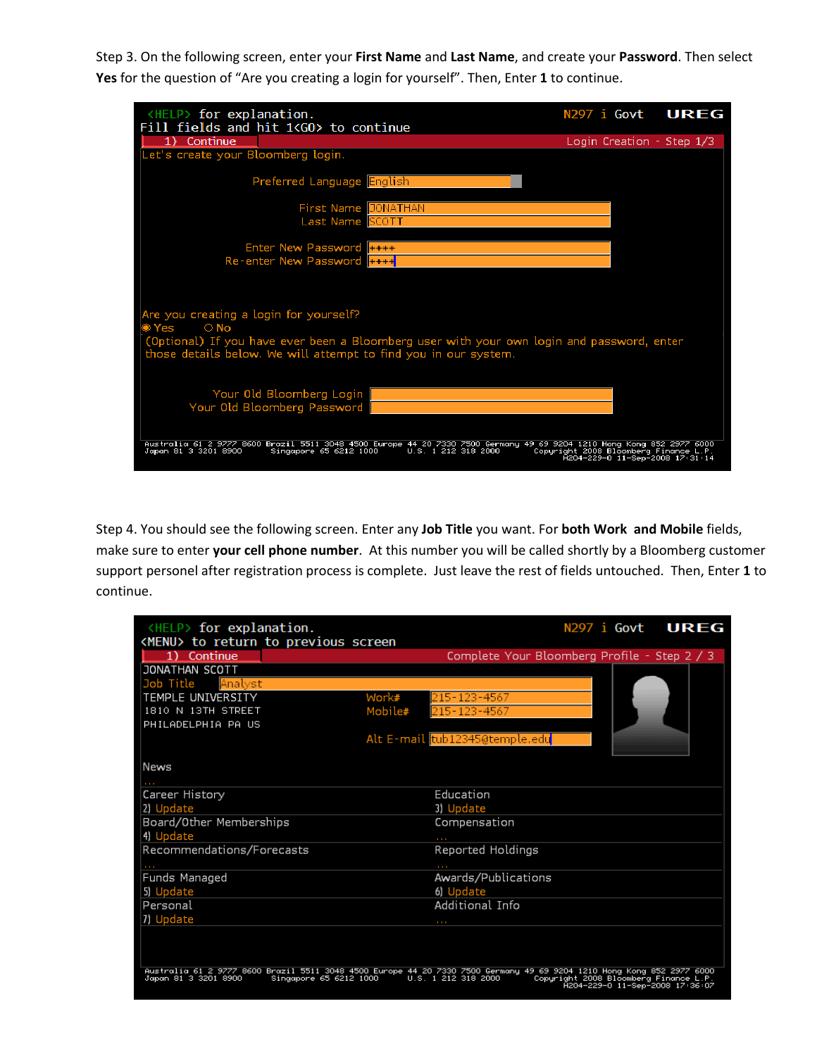Step 3. On the following screen, enter your **First Name** and **Last Name**, and create your **Password**. Then select **Yes** for the question of "Are you creating a login for yourself". Then, Enter **1** to continue.

```
<HELP> for explanation.                                    N297 i Govt    UREG
Fill fields and hit 1<GO> to continue
  1) Continue                                        Login Creation - Step 1/3
Let's create your Bloomberg login.

                    Preferred Language  English

                            First Name  JONATHAN
                             Last Name  SCOTT

                    Enter New Password  ****
                 Re-enter New Password  ****

Are you creating a login for yourself?
◉ Yes     ○ No
 (Optional) If you have ever been a Bloomberg user with your own login and password, enter
 those details below. We will attempt to find you in our system.

                 Your Old Bloomberg Login
              Your Old Bloomberg Password

Australia 61 2 9777 8600 Brazil 5511 3048 4500 Europe 44 20 7330 7500 Germany 49 69 9204 1210 Hong Kong 852 2977 6000
Japan 81 3 3201 8900     Singapore 65 6212 1000     U.S. 1 212 318 2000        Copyright 2008 Bloomberg Finance L.P.
                                                                              H204-229-0 11-Sep-2008 17:31:14
```

Step 4. You should see the following screen. Enter any **Job Title** you want. For **both Work and Mobile** fields, make sure to enter **your cell phone number**. At this number you will be called shortly by a Bloomberg customer support personel after registration process is complete. Just leave the rest of fields untouched. Then, Enter **1** to continue.

```
<HELP> for explanation.                                    N297 i Govt    UREG
<MENU> to return to previous screen
  1) Continue                               Complete Your Bloomberg Profile - Step 2 / 3
JONATHAN SCOTT
Job Title   Analyst
TEMPLE UNIVERSITY                        Work#     215-123-4567
1810 N 13TH STREET                       Mobile#   215-123-4567
PHILADELPHIA PA US
                                         Alt E-mail tub12345@temple.edu

News
...
Career History                           Education
2) Update                                3) Update
Board/Other Memberships                  Compensation
4) Update                                ...
Recommendations/Forecasts                Reported Holdings
...                                      ...
Funds Managed                            Awards/Publications
5) Update                                6) Update
Personal                                 Additional Info
7) Update                                ...

Australia 61 2 9777 8600 Brazil 5511 3048 4500 Europe 44 20 7330 7500 Germany 49 69 9204 1210 Hong Kong 852 2977 6000
Japan 81 3 3201 8900     Singapore 65 6212 1000     U.S. 1 212 318 2000        Copyright 2008 Bloomberg Finance L.P.
                                                                              H204-229-0 11-Sep-2008 17:36:07
```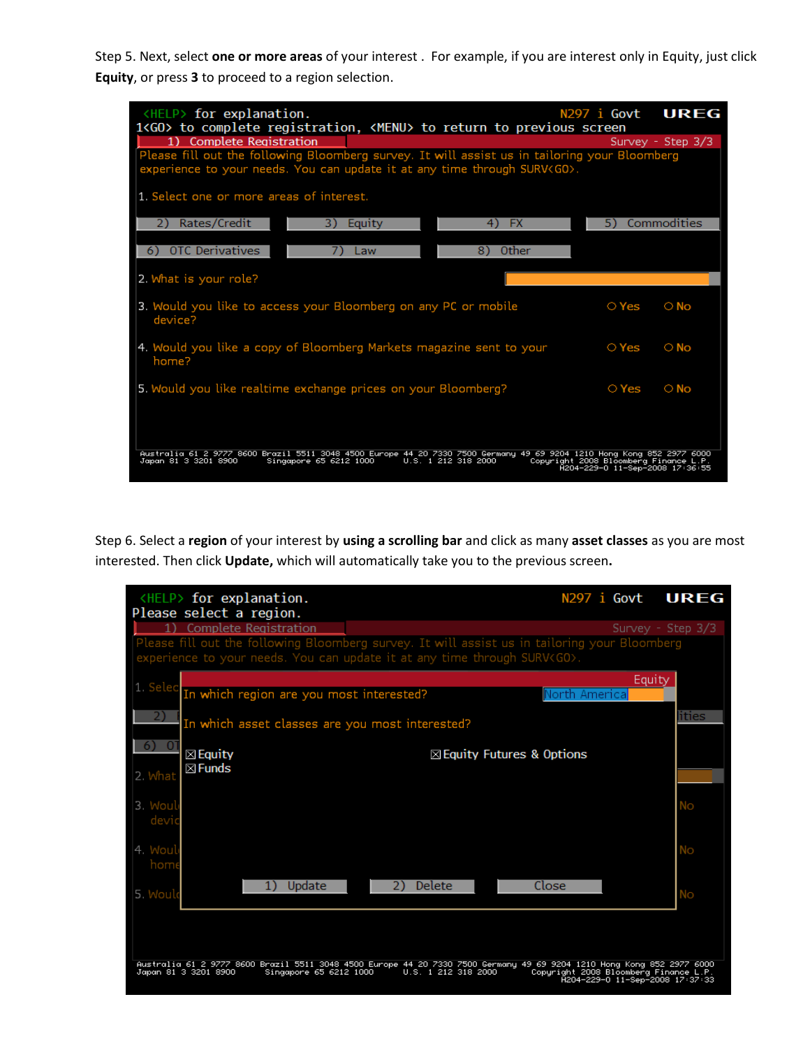Step 5. Next, select **one or more areas** of your interest . For example, if you are interest only in Equity, just click **Equity**, or press **3** to proceed to a region selection.

```
<HELP> for explanation.                                    N297 i Govt    UREG
1<GO> to complete registration, <MENU> to return to previous screen
   1) Complete Registration                                   Survey - Step 3/3
Please fill out the following Bloomberg survey. It will assist us in tailoring your Bloomberg
experience to your needs. You can update it at any time through SURV<GO>.

1. Select one or more areas of interest.

   2) Rates/Credit      3) Equity      4) FX      5) Commodities

   6) OTC Derivatives   7) Law         8) Other

2. What is your role?

3. Would you like to access your Bloomberg on any PC or mobile       O Yes    O No
   device?

4. Would you like a copy of Bloomberg Markets magazine sent to your  O Yes    O No
   home?

5. Would you like realtime exchange prices on your Bloomberg?        O Yes    O No

Australia 61 2 9777 8600 Brazil 5511 3048 4500 Europe 44 20 7330 7500 Germany 49 69 9204 1210 Hong Kong 852 2977 6000
Japan 81 3 3201 8900      Singapore 65 6212 1000      U.S. 1 212 318 2000      Copyright 2008 Bloomberg Finance L.P.
                                                                              H204-229-0 11-Sep-2008 17:36:55
```

Step 6. Select a **region** of your interest by **using a scrolling bar** and click as many **asset classes** as you are most interested. Then click **Update,** which will automatically take you to the previous screen**.**

```
<HELP> for explanation.                                    N297 i Govt    UREG
Please select a region.
   1) Complete Registration                                   Survey - Step 3/3
Please fill out the following Bloomberg survey. It will assist us in tailoring your Bloomberg
experience to your needs. You can update it at any time through SURV<GO>.

                                                                         Equity
In which region are you most interested?                          North America

In which asset classes are you most interested?

☒Equity                                  ☒Equity Futures & Options
☒Funds

      1) Update          2) Delete          Close

Australia 61 2 9777 8600 Brazil 5511 3048 4500 Europe 44 20 7330 7500 Germany 49 69 9204 1210 Hong Kong 852 2977 6000
Japan 81 3 3201 8900      Singapore 65 6212 1000      U.S. 1 212 318 2000      Copyright 2008 Bloomberg Finance L.P.
                                                                              H204-229-0 11-Sep-2008 17:37:33
```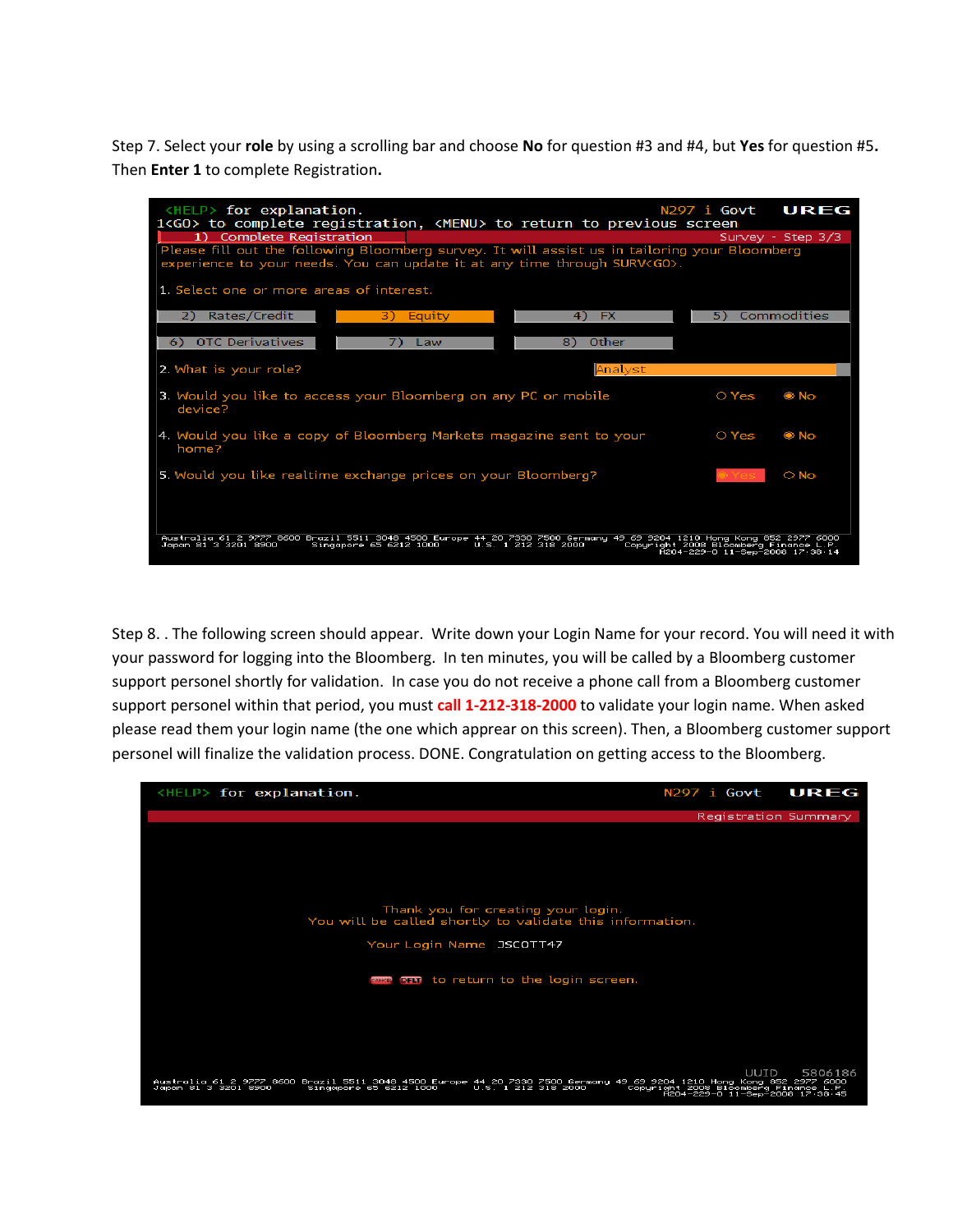Step 7. Select your **role** by using a scrolling bar and choose **No** for question #3 and #4, but **Yes** for question #5. Then **Enter 1** to complete Registration.

```
<HELP> for explanation.                                          N297 i Govt    UREG
1<GO> to complete registration, <MENU> to return to previous screen
    1) Complete Registration                                       Survey - Step 3/3
Please fill out the following Bloomberg survey. It will assist us in tailoring your Bloomberg
experience to your needs. You can update it at any time through SURV<GO>.

1. Select one or more areas of interest.

   2) Rates/Credit        3) Equity              4) FX              5) Commodities

   6) OTC Derivatives     7) Law                 8) Other

2. What is your role?                                        Analyst

3. Would you like to access your Bloomberg on any PC or mobile          ○ Yes    ◉ No
   device?

4. Would you like a copy of Bloomberg Markets magazine sent to your     ○ Yes    ◉ No
   home?

5. Would you like realtime exchange prices on your Bloomberg?           ◉ Yes    ○ No

Australia 61 2 9777 8600 Brazil 5511 3048 4500 Europe 44 20 7330 7500 Germany 49 69 9204 1210 Hong Kong 852 2977 6000
Japan 81 3 3201 8900     Singapore 65 6212 1000     U.S. 1 212 318 2000         Copyright 2008 Bloomberg Finance L.P.
                                                                                 H204-229-0 11-Sep-2008 17:38:14
```

Step 8. . The following screen should appear. Write down your Login Name for your record. You will need it with your password for logging into the Bloomberg. In ten minutes, you will be called by a Bloomberg customer support personel shortly for validation. In case you do not receive a phone call from a Bloomberg customer support personel within that period, you must **call 1-212-318-2000** to validate your login name. When asked please read them your login name (the one which apprear on this screen). Then, a Bloomberg customer support personel will finalize the validation process. DONE. Congratulation on getting access to the Bloomberg.

```
<HELP> for explanation.                                          N297 i Govt    UREG
                                                                   Registration Summary

                        Thank you for creating your login.
                 You will be called shortly to validate this information.

                        Your Login Name   JSCOTT47

                   CANCEL DFLT  to return to the login screen.

                                                                            UUID    5806186
Australia 61 2 9777 8600 Brazil 5511 3048 4500 Europe 44 20 7330 7500 Germany 49 69 9204 1210 Hong Kong 852 2977 6000
Japan 81 3 3201 8900     Singapore 65 6212 1000     U.S. 1 212 318 2000         Copyright 2008 Bloomberg Finance L.P.
                                                                                 H204-229-0 11-Sep-2008 17:38:45
```